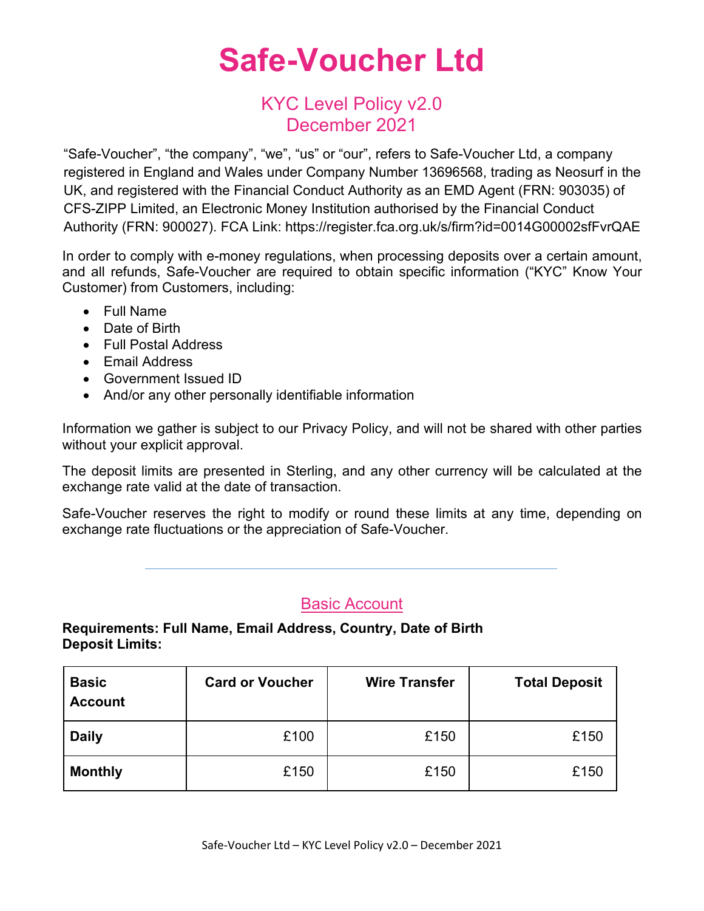# Safe-Voucher Ltd

## KYC Level Policy v2.0
## December 2021

"Safe-Voucher", "the company", "we", "us" or "our", refers to Safe-Voucher Ltd, a company registered in England and Wales under Company Number 13696568, trading as Neosurf in the UK, and registered with the Financial Conduct Authority as an EMD Agent (FRN: 903035) of CFS-ZIPP Limited, an Electronic Money Institution authorised by the Financial Conduct Authority (FRN: 900027). FCA Link: https://register.fca.org.uk/s/firm?id=0014G00002sfFvrQAE

In order to comply with e-money regulations, when processing deposits over a certain amount, and all refunds, Safe-Voucher are required to obtain specific information ("KYC" Know Your Customer) from Customers, including:

- Full Name
- Date of Birth
- Full Postal Address
- Email Address
- Government Issued ID
- And/or any other personally identifiable information

Information we gather is subject to our Privacy Policy, and will not be shared with other parties without your explicit approval.

The deposit limits are presented in Sterling, and any other currency will be calculated at the exchange rate valid at the date of transaction.

Safe-Voucher reserves the right to modify or round these limits at any time, depending on exchange rate fluctuations or the appreciation of Safe-Voucher.

---

## Basic Account

**Requirements: Full Name, Email Address, Country, Date of Birth**
**Deposit Limits:**

| Basic Account | Card or Voucher | Wire Transfer | Total Deposit |
|---|---|---|---|
| **Daily** | £100 | £150 | £150 |
| **Monthly** | £150 | £150 | £150 |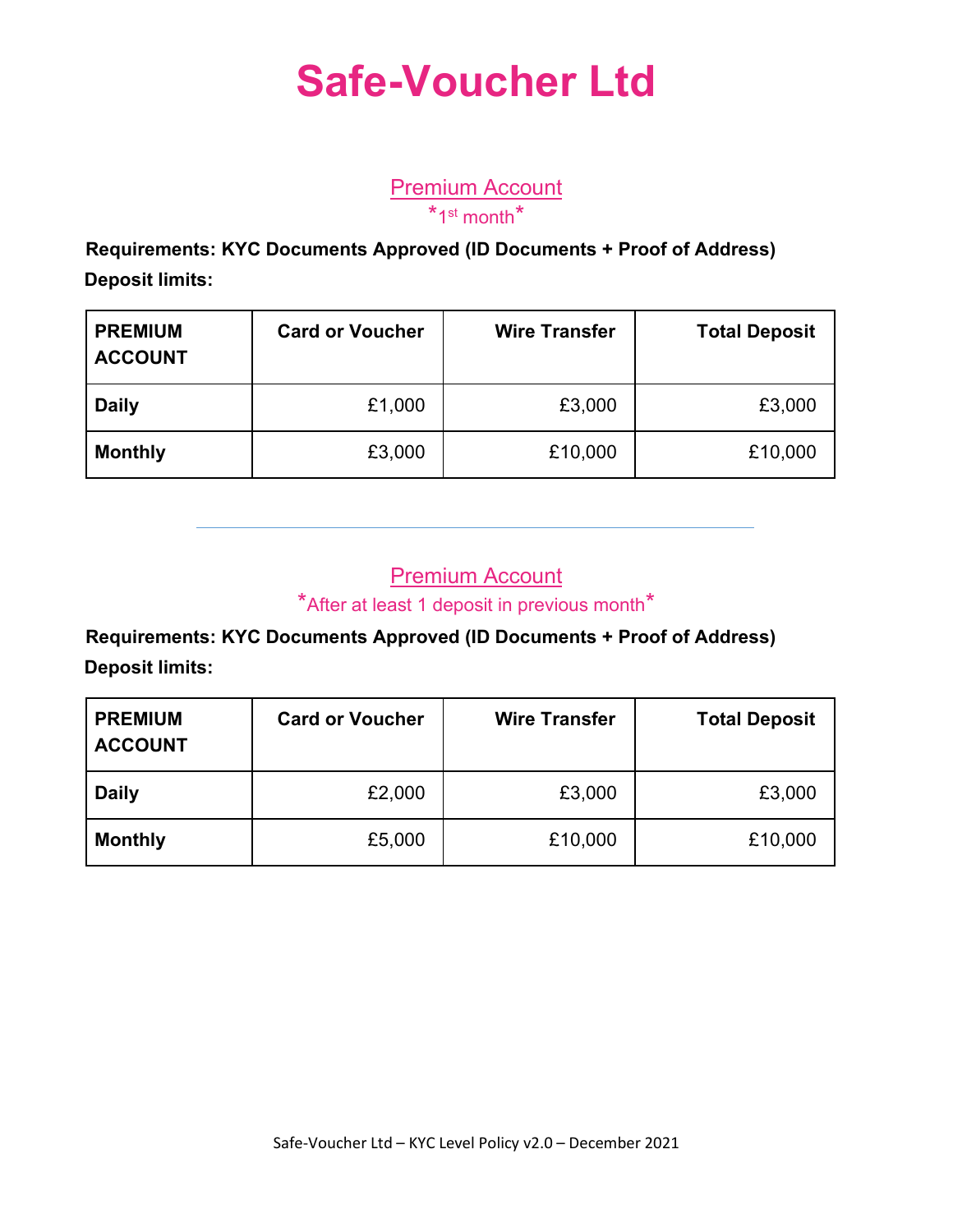# Safe-Voucher Ltd

## Premium Account

*1st month*

**Requirements: KYC Documents Approved (ID Documents + Proof of Address)**

**Deposit limits:**

| PREMIUM ACCOUNT | Card or Voucher | Wire Transfer | Total Deposit |
|---|---|---|---|
| **Daily** | £1,000 | £3,000 | £3,000 |
| **Monthly** | £3,000 | £10,000 | £10,000 |

---

## Premium Account

*After at least 1 deposit in previous month*

**Requirements: KYC Documents Approved (ID Documents + Proof of Address)**

**Deposit limits:**

| PREMIUM ACCOUNT | Card or Voucher | Wire Transfer | Total Deposit |
|---|---|---|---|
| **Daily** | £2,000 | £3,000 | £3,000 |
| **Monthly** | £5,000 | £10,000 | £10,000 |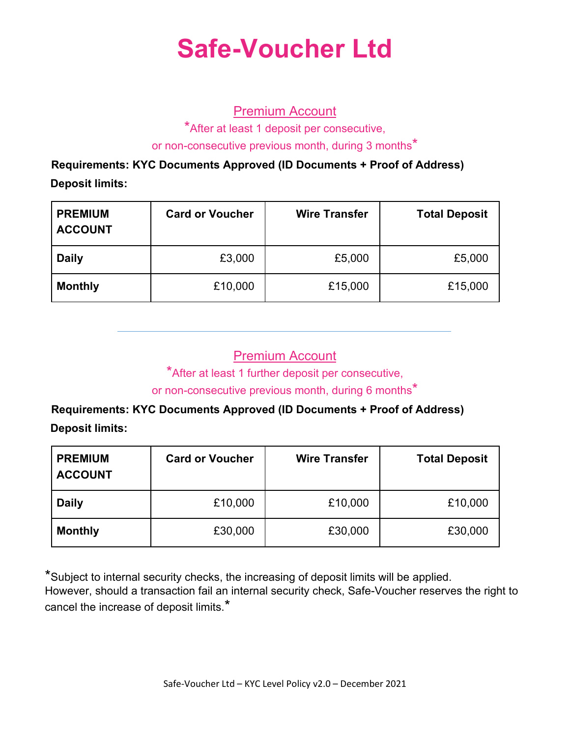# Safe-Voucher Ltd

## Premium Account

*After at least 1 deposit per consecutive, or non-consecutive previous month, during 3 months*

**Requirements: KYC Documents Approved (ID Documents + Proof of Address)**

**Deposit limits:**

| PREMIUM ACCOUNT | Card or Voucher | Wire Transfer | Total Deposit |
|---|---|---|---|
| **Daily** | £3,000 | £5,000 | £5,000 |
| **Monthly** | £10,000 | £15,000 | £15,000 |

---

## Premium Account

*After at least 1 further deposit per consecutive, or non-consecutive previous month, during 6 months*

**Requirements: KYC Documents Approved (ID Documents + Proof of Address)**

**Deposit limits:**

| PREMIUM ACCOUNT | Card or Voucher | Wire Transfer | Total Deposit |
|---|---|---|---|
| **Daily** | £10,000 | £10,000 | £10,000 |
| **Monthly** | £30,000 | £30,000 | £30,000 |

*Subject to internal security checks, the increasing of deposit limits will be applied. However, should a transaction fail an internal security check, Safe-Voucher reserves the right to cancel the increase of deposit limits.*

Safe-Voucher Ltd – KYC Level Policy v2.0 – December 2021